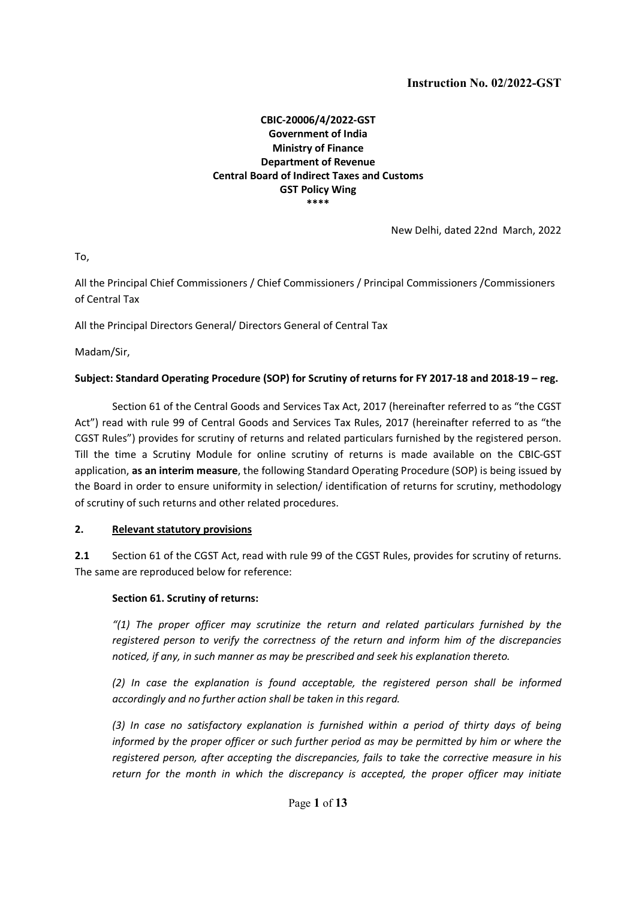**Instruction No. 02/2022-GST**

**CBIC-20006/4/2022-GST**
**Government of India**
**Ministry of Finance**
**Department of Revenue**
**Central Board of Indirect Taxes and Customs**
**GST Policy Wing**
**\*\*\*\***

New Delhi, dated 22nd March, 2022

To,

All the Principal Chief Commissioners / Chief Commissioners / Principal Commissioners /Commissioners of Central Tax

All the Principal Directors General/ Directors General of Central Tax

Madam/Sir,

**Subject: Standard Operating Procedure (SOP) for Scrutiny of returns for FY 2017-18 and 2018-19 – reg.**

Section 61 of the Central Goods and Services Tax Act, 2017 (hereinafter referred to as "the CGST Act") read with rule 99 of Central Goods and Services Tax Rules, 2017 (hereinafter referred to as "the CGST Rules") provides for scrutiny of returns and related particulars furnished by the registered person. Till the time a Scrutiny Module for online scrutiny of returns is made available on the CBIC-GST application, **as an interim measure**, the following Standard Operating Procedure (SOP) is being issued by the Board in order to ensure uniformity in selection/ identification of returns for scrutiny, methodology of scrutiny of such returns and other related procedures.

## 2. Relevant statutory provisions

**2.1** Section 61 of the CGST Act, read with rule 99 of the CGST Rules, provides for scrutiny of returns. The same are reproduced below for reference:

**Section 61. Scrutiny of returns:**

*"(1) The proper officer may scrutinize the return and related particulars furnished by the registered person to verify the correctness of the return and inform him of the discrepancies noticed, if any, in such manner as may be prescribed and seek his explanation thereto.*

*(2) In case the explanation is found acceptable, the registered person shall be informed accordingly and no further action shall be taken in this regard.*

*(3) In case no satisfactory explanation is furnished within a period of thirty days of being informed by the proper officer or such further period as may be permitted by him or where the registered person, after accepting the discrepancies, fails to take the corrective measure in his return for the month in which the discrepancy is accepted, the proper officer may initiate*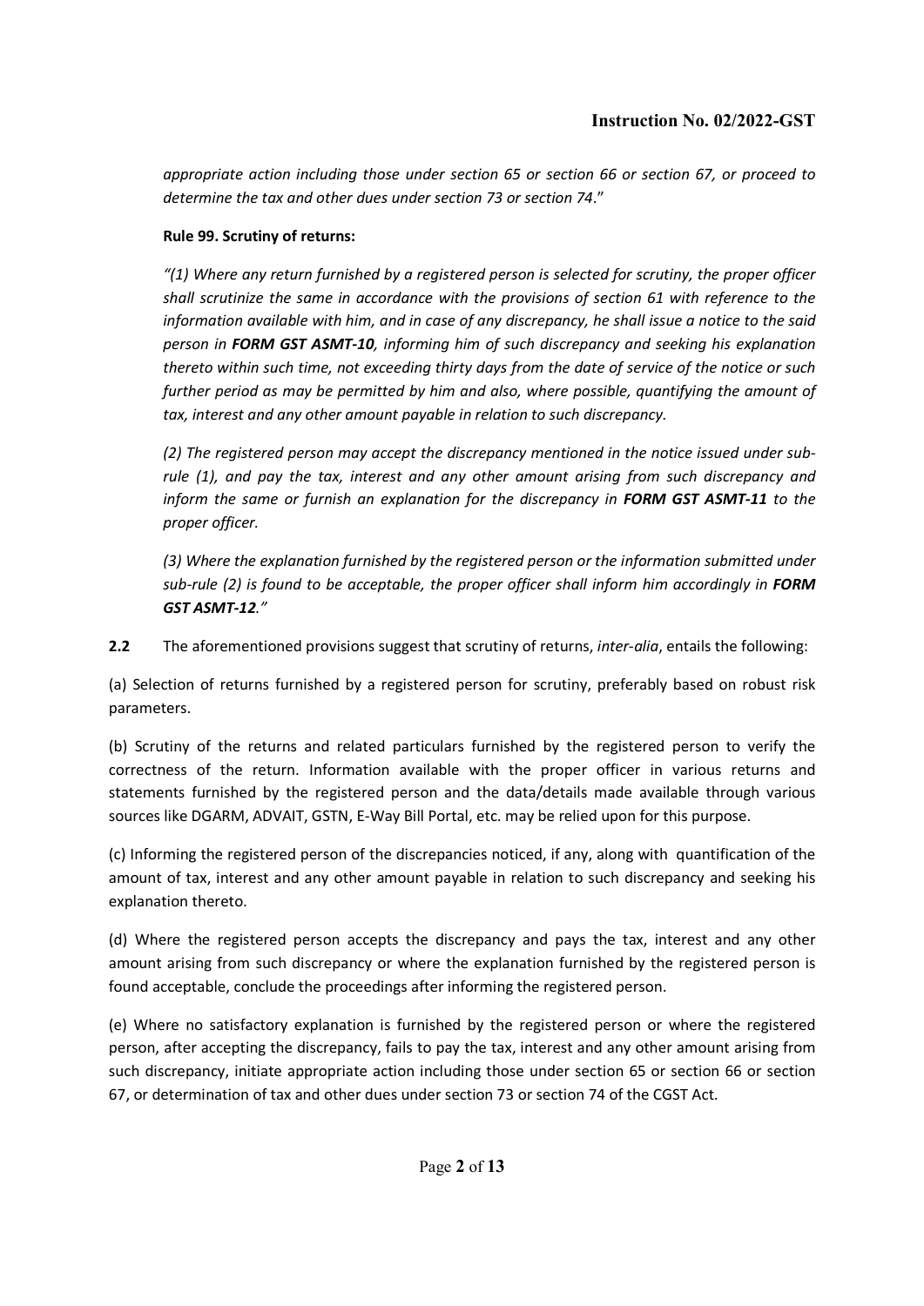*appropriate action including those under section 65 or section 66 or section 67, or proceed to determine the tax and other dues under section 73 or section 74*."

**Rule 99. Scrutiny of returns:**

*"(1) Where any return furnished by a registered person is selected for scrutiny, the proper officer shall scrutinize the same in accordance with the provisions of section 61 with reference to the information available with him, and in case of any discrepancy, he shall issue a notice to the said person in **FORM GST ASMT-10**, informing him of such discrepancy and seeking his explanation thereto within such time, not exceeding thirty days from the date of service of the notice or such further period as may be permitted by him and also, where possible, quantifying the amount of tax, interest and any other amount payable in relation to such discrepancy.*

*(2) The registered person may accept the discrepancy mentioned in the notice issued under sub-rule (1), and pay the tax, interest and any other amount arising from such discrepancy and inform the same or furnish an explanation for the discrepancy in **FORM GST ASMT-11** to the proper officer.*

*(3) Where the explanation furnished by the registered person or the information submitted under sub-rule (2) is found to be acceptable, the proper officer shall inform him accordingly in **FORM GST ASMT-12**."*

**2.2** The aforementioned provisions suggest that scrutiny of returns, *inter-alia*, entails the following:

(a) Selection of returns furnished by a registered person for scrutiny, preferably based on robust risk parameters.

(b) Scrutiny of the returns and related particulars furnished by the registered person to verify the correctness of the return. Information available with the proper officer in various returns and statements furnished by the registered person and the data/details made available through various sources like DGARM, ADVAIT, GSTN, E-Way Bill Portal, etc. may be relied upon for this purpose.

(c) Informing the registered person of the discrepancies noticed, if any, along with quantification of the amount of tax, interest and any other amount payable in relation to such discrepancy and seeking his explanation thereto.

(d) Where the registered person accepts the discrepancy and pays the tax, interest and any other amount arising from such discrepancy or where the explanation furnished by the registered person is found acceptable, conclude the proceedings after informing the registered person.

(e) Where no satisfactory explanation is furnished by the registered person or where the registered person, after accepting the discrepancy, fails to pay the tax, interest and any other amount arising from such discrepancy, initiate appropriate action including those under section 65 or section 66 or section 67, or determination of tax and other dues under section 73 or section 74 of the CGST Act.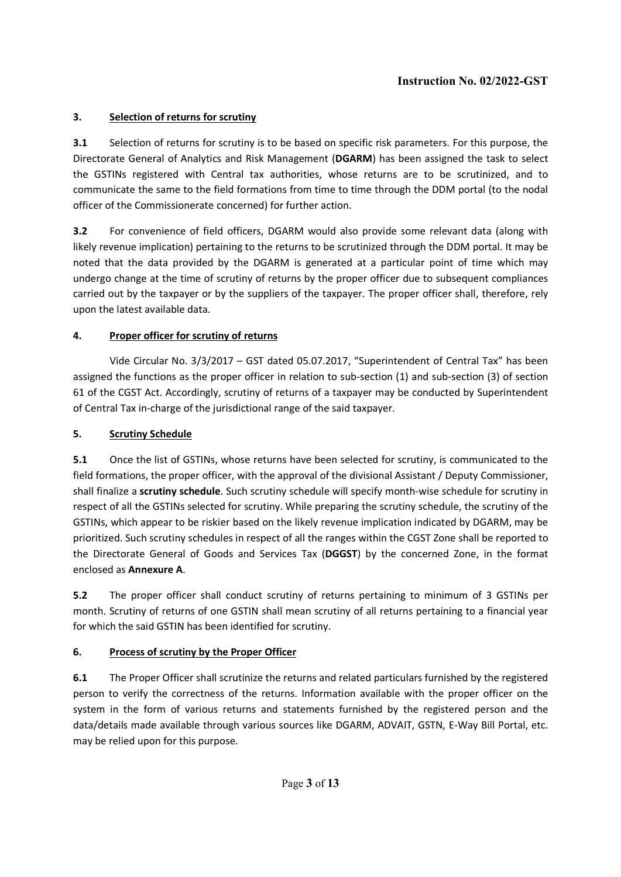### 3. Selection of returns for scrutiny

**3.1** Selection of returns for scrutiny is to be based on specific risk parameters. For this purpose, the Directorate General of Analytics and Risk Management (**DGARM**) has been assigned the task to select the GSTINs registered with Central tax authorities, whose returns are to be scrutinized, and to communicate the same to the field formations from time to time through the DDM portal (to the nodal officer of the Commissionerate concerned) for further action.

**3.2** For convenience of field officers, DGARM would also provide some relevant data (along with likely revenue implication) pertaining to the returns to be scrutinized through the DDM portal. It may be noted that the data provided by the DGARM is generated at a particular point of time which may undergo change at the time of scrutiny of returns by the proper officer due to subsequent compliances carried out by the taxpayer or by the suppliers of the taxpayer. The proper officer shall, therefore, rely upon the latest available data.

### 4. Proper officer for scrutiny of returns

Vide Circular No. 3/3/2017 – GST dated 05.07.2017, "Superintendent of Central Tax" has been assigned the functions as the proper officer in relation to sub-section (1) and sub-section (3) of section 61 of the CGST Act. Accordingly, scrutiny of returns of a taxpayer may be conducted by Superintendent of Central Tax in-charge of the jurisdictional range of the said taxpayer.

### 5. Scrutiny Schedule

**5.1** Once the list of GSTINs, whose returns have been selected for scrutiny, is communicated to the field formations, the proper officer, with the approval of the divisional Assistant / Deputy Commissioner, shall finalize a **scrutiny schedule**. Such scrutiny schedule will specify month-wise schedule for scrutiny in respect of all the GSTINs selected for scrutiny. While preparing the scrutiny schedule, the scrutiny of the GSTINs, which appear to be riskier based on the likely revenue implication indicated by DGARM, may be prioritized. Such scrutiny schedules in respect of all the ranges within the CGST Zone shall be reported to the Directorate General of Goods and Services Tax (**DGGST**) by the concerned Zone, in the format enclosed as **Annexure A**.

**5.2** The proper officer shall conduct scrutiny of returns pertaining to minimum of 3 GSTINs per month. Scrutiny of returns of one GSTIN shall mean scrutiny of all returns pertaining to a financial year for which the said GSTIN has been identified for scrutiny.

### 6. Process of scrutiny by the Proper Officer

**6.1** The Proper Officer shall scrutinize the returns and related particulars furnished by the registered person to verify the correctness of the returns. Information available with the proper officer on the system in the form of various returns and statements furnished by the registered person and the data/details made available through various sources like DGARM, ADVAIT, GSTN, E-Way Bill Portal, etc. may be relied upon for this purpose.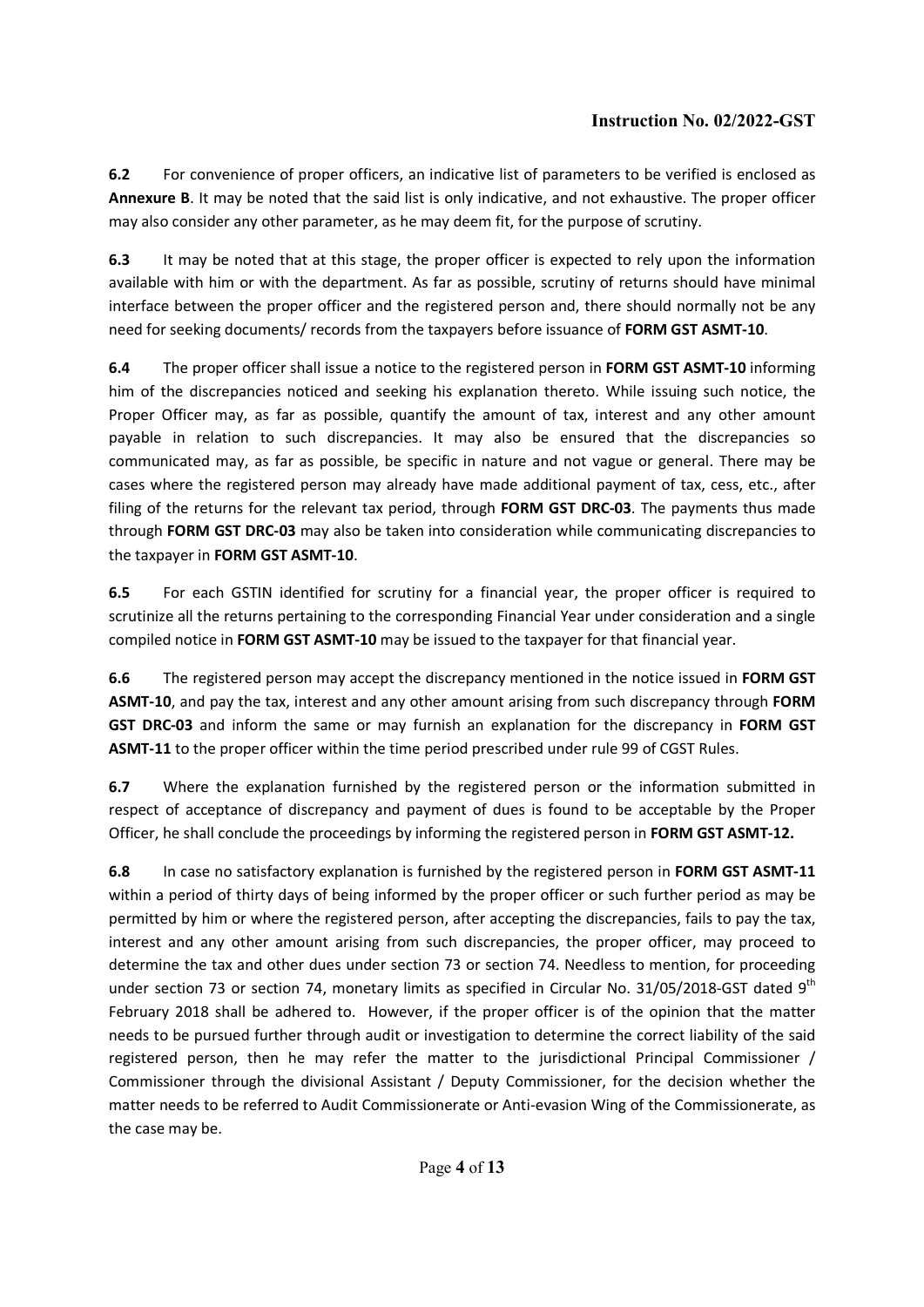**6.2** For convenience of proper officers, an indicative list of parameters to be verified is enclosed as **Annexure B**. It may be noted that the said list is only indicative, and not exhaustive. The proper officer may also consider any other parameter, as he may deem fit, for the purpose of scrutiny.

**6.3** It may be noted that at this stage, the proper officer is expected to rely upon the information available with him or with the department. As far as possible, scrutiny of returns should have minimal interface between the proper officer and the registered person and, there should normally not be any need for seeking documents/ records from the taxpayers before issuance of **FORM GST ASMT-10**.

**6.4** The proper officer shall issue a notice to the registered person in **FORM GST ASMT-10** informing him of the discrepancies noticed and seeking his explanation thereto. While issuing such notice, the Proper Officer may, as far as possible, quantify the amount of tax, interest and any other amount payable in relation to such discrepancies. It may also be ensured that the discrepancies so communicated may, as far as possible, be specific in nature and not vague or general. There may be cases where the registered person may already have made additional payment of tax, cess, etc., after filing of the returns for the relevant tax period, through **FORM GST DRC-03**. The payments thus made through **FORM GST DRC-03** may also be taken into consideration while communicating discrepancies to the taxpayer in **FORM GST ASMT-10**.

**6.5** For each GSTIN identified for scrutiny for a financial year, the proper officer is required to scrutinize all the returns pertaining to the corresponding Financial Year under consideration and a single compiled notice in **FORM GST ASMT-10** may be issued to the taxpayer for that financial year.

**6.6** The registered person may accept the discrepancy mentioned in the notice issued in **FORM GST ASMT-10**, and pay the tax, interest and any other amount arising from such discrepancy through **FORM GST DRC-03** and inform the same or may furnish an explanation for the discrepancy in **FORM GST ASMT-11** to the proper officer within the time period prescribed under rule 99 of CGST Rules.

**6.7** Where the explanation furnished by the registered person or the information submitted in respect of acceptance of discrepancy and payment of dues is found to be acceptable by the Proper Officer, he shall conclude the proceedings by informing the registered person in **FORM GST ASMT-12.**

**6.8** In case no satisfactory explanation is furnished by the registered person in **FORM GST ASMT-11** within a period of thirty days of being informed by the proper officer or such further period as may be permitted by him or where the registered person, after accepting the discrepancies, fails to pay the tax, interest and any other amount arising from such discrepancies, the proper officer, may proceed to determine the tax and other dues under section 73 or section 74. Needless to mention, for proceeding under section 73 or section 74, monetary limits as specified in Circular No. 31/05/2018-GST dated 9th February 2018 shall be adhered to. However, if the proper officer is of the opinion that the matter needs to be pursued further through audit or investigation to determine the correct liability of the said registered person, then he may refer the matter to the jurisdictional Principal Commissioner / Commissioner through the divisional Assistant / Deputy Commissioner, for the decision whether the matter needs to be referred to Audit Commissionerate or Anti-evasion Wing of the Commissionerate, as the case may be.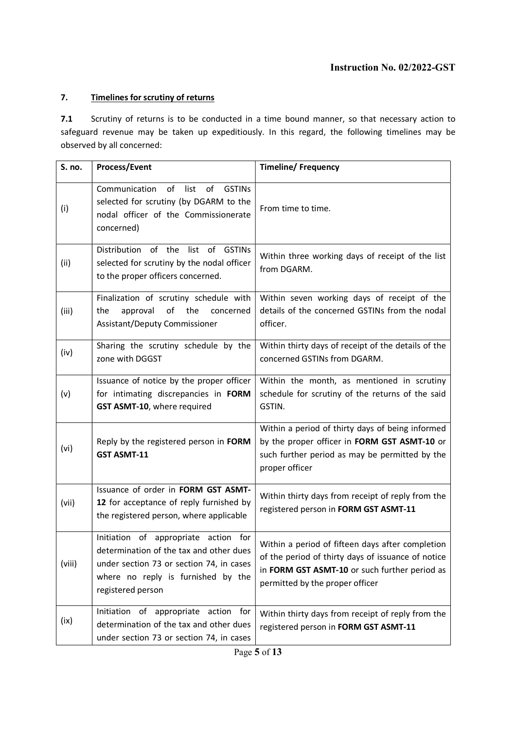## 7. Timelines for scrutiny of returns

**7.1** Scrutiny of returns is to be conducted in a time bound manner, so that necessary action to safeguard revenue may be taken up expeditiously. In this regard, the following timelines may be observed by all concerned:

| S. no. | Process/Event | Timeline/ Frequency |
|---|---|---|
| (i) | Communication of list of GSTINs selected for scrutiny (by DGARM to the nodal officer of the Commissionerate concerned) | From time to time. |
| (ii) | Distribution of the list of GSTINs selected for scrutiny by the nodal officer to the proper officers concerned. | Within three working days of receipt of the list from DGARM. |
| (iii) | Finalization of scrutiny schedule with the approval of the concerned Assistant/Deputy Commissioner | Within seven working days of receipt of the details of the concerned GSTINs from the nodal officer. |
| (iv) | Sharing the scrutiny schedule by the zone with DGGST | Within thirty days of receipt of the details of the concerned GSTINs from DGARM. |
| (v) | Issuance of notice by the proper officer for intimating discrepancies in **FORM GST ASMT-10**, where required | Within the month, as mentioned in scrutiny schedule for scrutiny of the returns of the said GSTIN. |
| (vi) | Reply by the registered person in **FORM GST ASMT-11** | Within a period of thirty days of being informed by the proper officer in **FORM GST ASMT-10** or such further period as may be permitted by the proper officer |
| (vii) | Issuance of order in **FORM GST ASMT-12** for acceptance of reply furnished by the registered person, where applicable | Within thirty days from receipt of reply from the registered person in **FORM GST ASMT-11** |
| (viii) | Initiation of appropriate action for determination of the tax and other dues under section 73 or section 74, in cases where no reply is furnished by the registered person | Within a period of fifteen days after completion of the period of thirty days of issuance of notice in **FORM GST ASMT-10** or such further period as permitted by the proper officer |
| (ix) | Initiation of appropriate action for determination of the tax and other dues under section 73 or section 74, in cases | Within thirty days from receipt of reply from the registered person in **FORM GST ASMT-11** |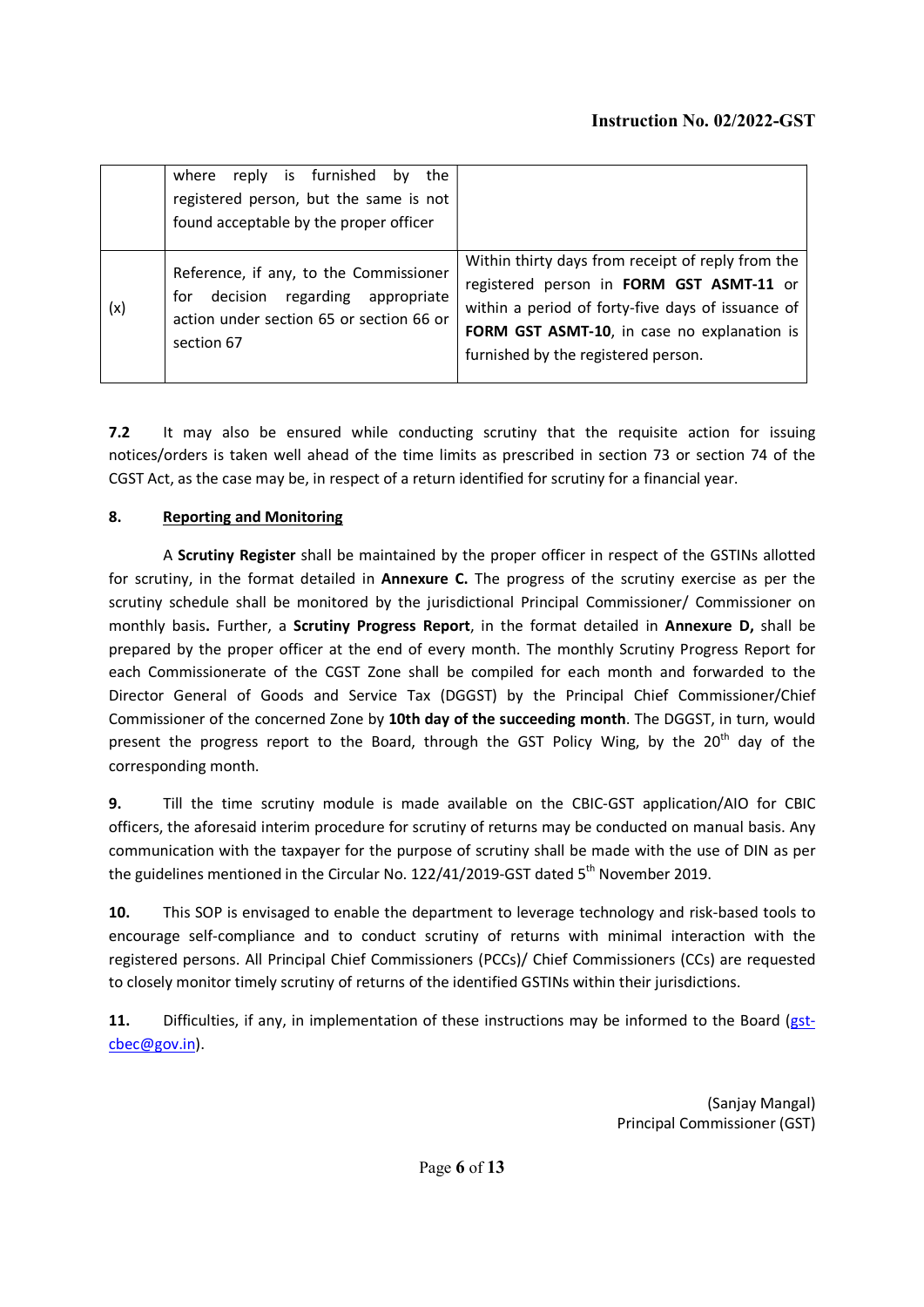| | | |
|---|---|---|
| | where reply is furnished by the registered person, but the same is not found acceptable by the proper officer | |
| (x) | Reference, if any, to the Commissioner for decision regarding appropriate action under section 65 or section 66 or section 67 | Within thirty days from receipt of reply from the registered person in **FORM GST ASMT-11** or within a period of forty-five days of issuance of **FORM GST ASMT-10**, in case no explanation is furnished by the registered person. |

**7.2** It may also be ensured while conducting scrutiny that the requisite action for issuing notices/orders is taken well ahead of the time limits as prescribed in section 73 or section 74 of the CGST Act, as the case may be, in respect of a return identified for scrutiny for a financial year.

**8. Reporting and Monitoring**

A **Scrutiny Register** shall be maintained by the proper officer in respect of the GSTINs allotted for scrutiny, in the format detailed in **Annexure C.** The progress of the scrutiny exercise as per the scrutiny schedule shall be monitored by the jurisdictional Principal Commissioner/ Commissioner on monthly basis**.** Further, a **Scrutiny Progress Report**, in the format detailed in **Annexure D,** shall be prepared by the proper officer at the end of every month. The monthly Scrutiny Progress Report for each Commissionerate of the CGST Zone shall be compiled for each month and forwarded to the Director General of Goods and Service Tax (DGGST) by the Principal Chief Commissioner/Chief Commissioner of the concerned Zone by **10th day of the succeeding month**. The DGGST, in turn, would present the progress report to the Board, through the GST Policy Wing, by the 20th day of the corresponding month.

**9.** Till the time scrutiny module is made available on the CBIC-GST application/AIO for CBIC officers, the aforesaid interim procedure for scrutiny of returns may be conducted on manual basis. Any communication with the taxpayer for the purpose of scrutiny shall be made with the use of DIN as per the guidelines mentioned in the Circular No. 122/41/2019-GST dated 5th November 2019.

**10.** This SOP is envisaged to enable the department to leverage technology and risk-based tools to encourage self-compliance and to conduct scrutiny of returns with minimal interaction with the registered persons. All Principal Chief Commissioners (PCCs)/ Chief Commissioners (CCs) are requested to closely monitor timely scrutiny of returns of the identified GSTINs within their jurisdictions.

**11.** Difficulties, if any, in implementation of these instructions may be informed to the Board (gst-cbec@gov.in).

(Sanjay Mangal)
Principal Commissioner (GST)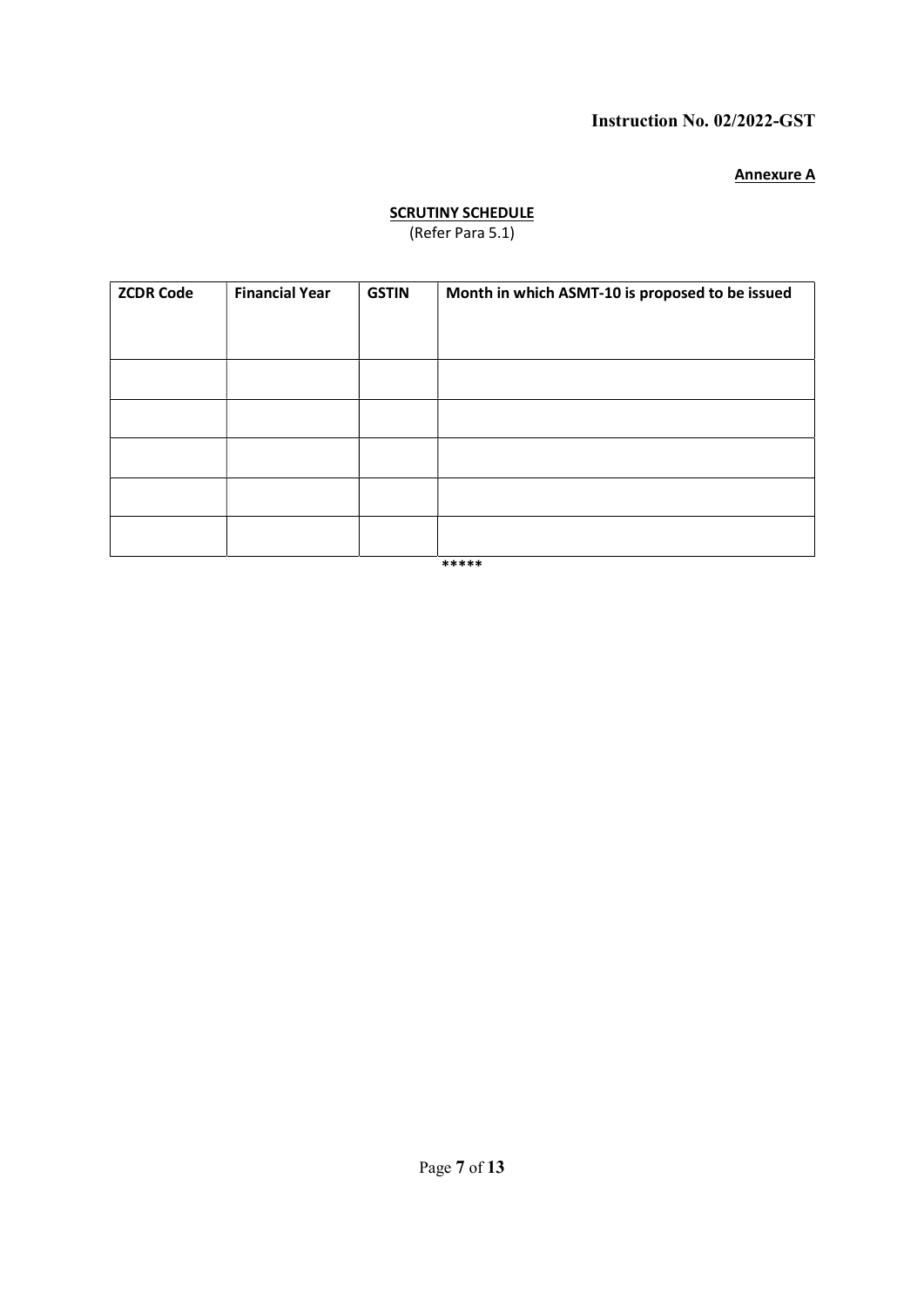**Instruction No. 02/2022-GST**

**Annexure A**

**SCRUTINY SCHEDULE**

(Refer Para 5.1)

| ZCDR Code | Financial Year | GSTIN | Month in which ASMT-10 is proposed to be issued |
|---|---|---|---|
| | | | |
| | | | |
| | | | |
| | | | |
| | | | |

*****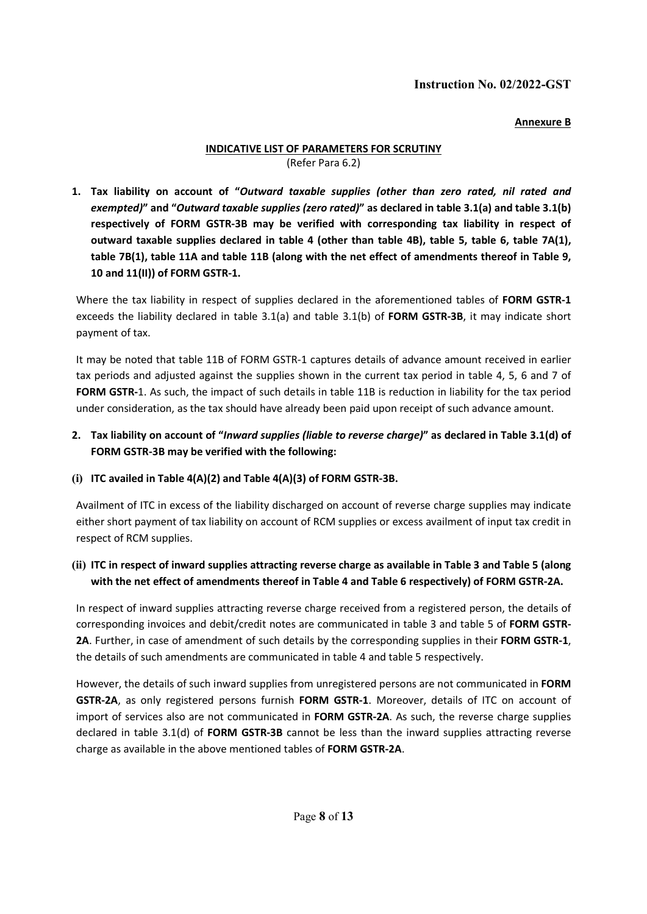**Instruction No. 02/2022-GST**

**Annexure B**

## INDICATIVE LIST OF PARAMETERS FOR SCRUTINY

(Refer Para 6.2)

**1. Tax liability on account of "*Outward taxable supplies (other than zero rated, nil rated and exempted)*" and "*Outward taxable supplies (zero rated)*" as declared in table 3.1(a) and table 3.1(b) respectively of FORM GSTR-3B may be verified with corresponding tax liability in respect of outward taxable supplies declared in table 4 (other than table 4B), table 5, table 6, table 7A(1), table 7B(1), table 11A and table 11B (along with the net effect of amendments thereof in Table 9, 10 and 11(II)) of FORM GSTR-1.**

Where the tax liability in respect of supplies declared in the aforementioned tables of **FORM GSTR-1** exceeds the liability declared in table 3.1(a) and table 3.1(b) of **FORM GSTR-3B**, it may indicate short payment of tax.

It may be noted that table 11B of FORM GSTR-1 captures details of advance amount received in earlier tax periods and adjusted against the supplies shown in the current tax period in table 4, 5, 6 and 7 of **FORM GSTR-**1. As such, the impact of such details in table 11B is reduction in liability for the tax period under consideration, as the tax should have already been paid upon receipt of such advance amount.

**2. Tax liability on account of "*Inward supplies (liable to reverse charge)*" as declared in Table 3.1(d) of FORM GSTR-3B may be verified with the following:**

**(i) ITC availed in Table 4(A)(2) and Table 4(A)(3) of FORM GSTR-3B.**

Availment of ITC in excess of the liability discharged on account of reverse charge supplies may indicate either short payment of tax liability on account of RCM supplies or excess availment of input tax credit in respect of RCM supplies.

**(ii) ITC in respect of inward supplies attracting reverse charge as available in Table 3 and Table 5 (along with the net effect of amendments thereof in Table 4 and Table 6 respectively) of FORM GSTR-2A.**

In respect of inward supplies attracting reverse charge received from a registered person, the details of corresponding invoices and debit/credit notes are communicated in table 3 and table 5 of **FORM GSTR-2A**. Further, in case of amendment of such details by the corresponding supplies in their **FORM GSTR-1**, the details of such amendments are communicated in table 4 and table 5 respectively.

However, the details of such inward supplies from unregistered persons are not communicated in **FORM GSTR-2A**, as only registered persons furnish **FORM GSTR-1**. Moreover, details of ITC on account of import of services also are not communicated in **FORM GSTR-2A**. As such, the reverse charge supplies declared in table 3.1(d) of **FORM GSTR-3B** cannot be less than the inward supplies attracting reverse charge as available in the above mentioned tables of **FORM GSTR-2A**.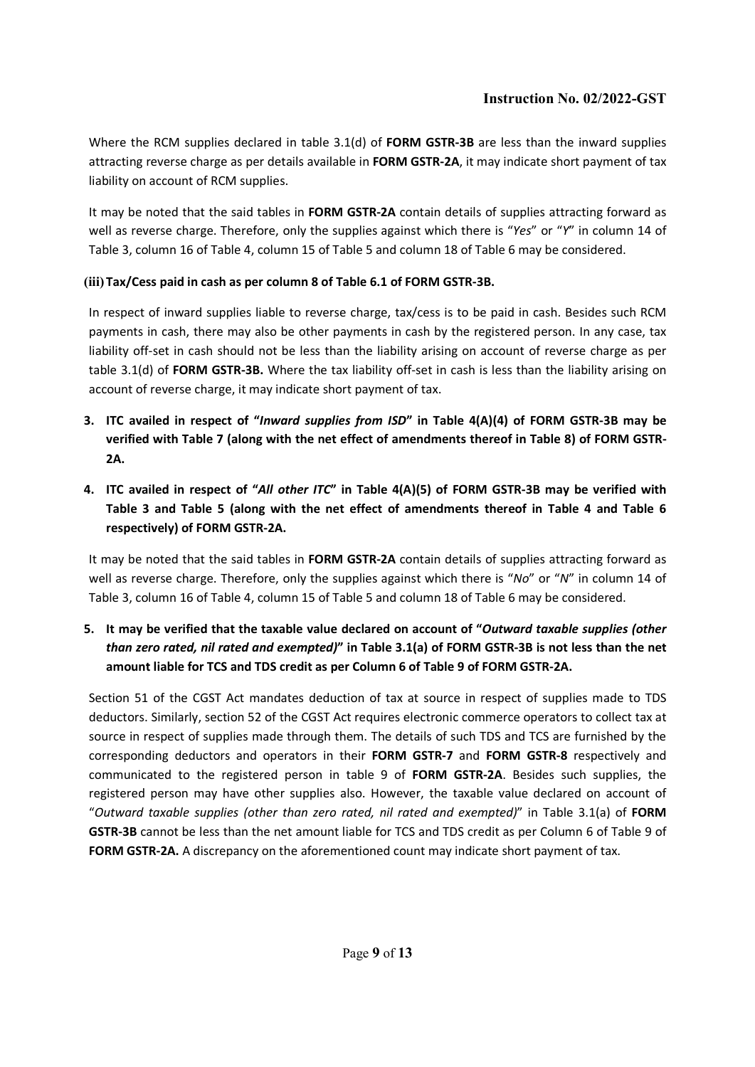Where the RCM supplies declared in table 3.1(d) of **FORM GSTR-3B** are less than the inward supplies attracting reverse charge as per details available in **FORM GSTR-2A**, it may indicate short payment of tax liability on account of RCM supplies.

It may be noted that the said tables in **FORM GSTR-2A** contain details of supplies attracting forward as well as reverse charge. Therefore, only the supplies against which there is "*Yes*" or "*Y*" in column 14 of Table 3, column 16 of Table 4, column 15 of Table 5 and column 18 of Table 6 may be considered.

**(iii) Tax/Cess paid in cash as per column 8 of Table 6.1 of FORM GSTR-3B.**

In respect of inward supplies liable to reverse charge, tax/cess is to be paid in cash. Besides such RCM payments in cash, there may also be other payments in cash by the registered person. In any case, tax liability off-set in cash should not be less than the liability arising on account of reverse charge as per table 3.1(d) of **FORM GSTR-3B.** Where the tax liability off-set in cash is less than the liability arising on account of reverse charge, it may indicate short payment of tax.

3. **ITC availed in respect of "*Inward supplies from ISD*" in Table 4(A)(4) of FORM GSTR-3B may be verified with Table 7 (along with the net effect of amendments thereof in Table 8) of FORM GSTR-2A.**

4. **ITC availed in respect of "*All other ITC*" in Table 4(A)(5) of FORM GSTR-3B may be verified with Table 3 and Table 5 (along with the net effect of amendments thereof in Table 4 and Table 6 respectively) of FORM GSTR-2A.**

It may be noted that the said tables in **FORM GSTR-2A** contain details of supplies attracting forward as well as reverse charge. Therefore, only the supplies against which there is "*No*" or "*N*" in column 14 of Table 3, column 16 of Table 4, column 15 of Table 5 and column 18 of Table 6 may be considered.

5. **It may be verified that the taxable value declared on account of "*Outward taxable supplies (other than zero rated, nil rated and exempted)*" in Table 3.1(a) of FORM GSTR-3B is not less than the net amount liable for TCS and TDS credit as per Column 6 of Table 9 of FORM GSTR-2A.**

Section 51 of the CGST Act mandates deduction of tax at source in respect of supplies made to TDS deductors. Similarly, section 52 of the CGST Act requires electronic commerce operators to collect tax at source in respect of supplies made through them. The details of such TDS and TCS are furnished by the corresponding deductors and operators in their **FORM GSTR-7** and **FORM GSTR-8** respectively and communicated to the registered person in table 9 of **FORM GSTR-2A**. Besides such supplies, the registered person may have other supplies also. However, the taxable value declared on account of "*Outward taxable supplies (other than zero rated, nil rated and exempted)*" in Table 3.1(a) of **FORM GSTR-3B** cannot be less than the net amount liable for TCS and TDS credit as per Column 6 of Table 9 of **FORM GSTR-2A.** A discrepancy on the aforementioned count may indicate short payment of tax.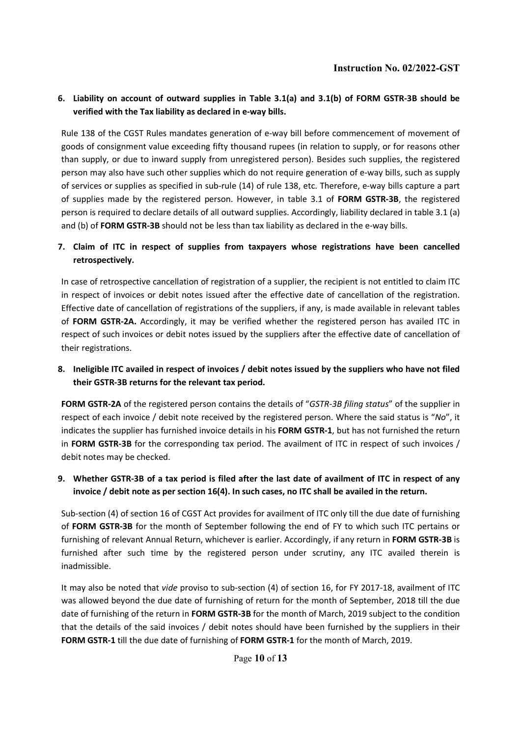6. **Liability on account of outward supplies in Table 3.1(a) and 3.1(b) of FORM GSTR-3B should be verified with the Tax liability as declared in e-way bills.**

Rule 138 of the CGST Rules mandates generation of e-way bill before commencement of movement of goods of consignment value exceeding fifty thousand rupees (in relation to supply, or for reasons other than supply, or due to inward supply from unregistered person). Besides such supplies, the registered person may also have such other supplies which do not require generation of e-way bills, such as supply of services or supplies as specified in sub-rule (14) of rule 138, etc. Therefore, e-way bills capture a part of supplies made by the registered person. However, in table 3.1 of **FORM GSTR-3B**, the registered person is required to declare details of all outward supplies. Accordingly, liability declared in table 3.1 (a) and (b) of **FORM GSTR-3B** should not be less than tax liability as declared in the e-way bills.

7. **Claim of ITC in respect of supplies from taxpayers whose registrations have been cancelled retrospectively.**

In case of retrospective cancellation of registration of a supplier, the recipient is not entitled to claim ITC in respect of invoices or debit notes issued after the effective date of cancellation of the registration. Effective date of cancellation of registrations of the suppliers, if any, is made available in relevant tables of **FORM GSTR-2A.** Accordingly, it may be verified whether the registered person has availed ITC in respect of such invoices or debit notes issued by the suppliers after the effective date of cancellation of their registrations.

8. **Ineligible ITC availed in respect of invoices / debit notes issued by the suppliers who have not filed their GSTR-3B returns for the relevant tax period.**

**FORM GSTR-2A** of the registered person contains the details of "*GSTR-3B filing status*" of the supplier in respect of each invoice / debit note received by the registered person. Where the said status is "*No*", it indicates the supplier has furnished invoice details in his **FORM GSTR-1**, but has not furnished the return in **FORM GSTR-3B** for the corresponding tax period. The availment of ITC in respect of such invoices / debit notes may be checked.

9. **Whether GSTR-3B of a tax period is filed after the last date of availment of ITC in respect of any invoice / debit note as per section 16(4). In such cases, no ITC shall be availed in the return.**

Sub-section (4) of section 16 of CGST Act provides for availment of ITC only till the due date of furnishing of **FORM GSTR-3B** for the month of September following the end of FY to which such ITC pertains or furnishing of relevant Annual Return, whichever is earlier. Accordingly, if any return in **FORM GSTR-3B** is furnished after such time by the registered person under scrutiny, any ITC availed therein is inadmissible.

It may also be noted that *vide* proviso to sub-section (4) of section 16, for FY 2017-18, availment of ITC was allowed beyond the due date of furnishing of return for the month of September, 2018 till the due date of furnishing of the return in **FORM GSTR-3B** for the month of March, 2019 subject to the condition that the details of the said invoices / debit notes should have been furnished by the suppliers in their **FORM GSTR-1** till the due date of furnishing of **FORM GSTR-1** for the month of March, 2019.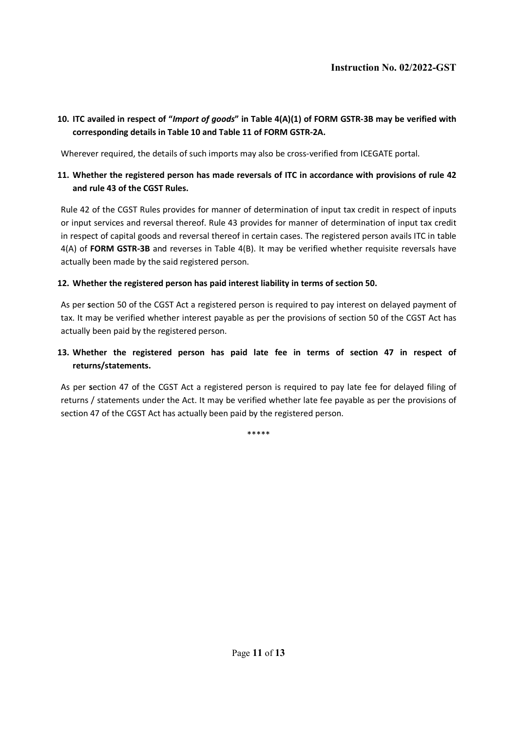**10. ITC availed in respect of "*Import of goods*" in Table 4(A)(1) of FORM GSTR-3B may be verified with corresponding details in Table 10 and Table 11 of FORM GSTR-2A.**

Wherever required, the details of such imports may also be cross-verified from ICEGATE portal.

**11. Whether the registered person has made reversals of ITC in accordance with provisions of rule 42 and rule 43 of the CGST Rules.**

Rule 42 of the CGST Rules provides for manner of determination of input tax credit in respect of inputs or input services and reversal thereof. Rule 43 provides for manner of determination of input tax credit in respect of capital goods and reversal thereof in certain cases. The registered person avails ITC in table 4(A) of **FORM GSTR-3B** and reverses in Table 4(B). It may be verified whether requisite reversals have actually been made by the said registered person.

**12. Whether the registered person has paid interest liability in terms of section 50.**

As per **s**ection 50 of the CGST Act a registered person is required to pay interest on delayed payment of tax. It may be verified whether interest payable as per the provisions of section 50 of the CGST Act has actually been paid by the registered person.

**13. Whether the registered person has paid late fee in terms of section 47 in respect of returns/statements.**

As per **s**ection 47 of the CGST Act a registered person is required to pay late fee for delayed filing of returns / statements under the Act. It may be verified whether late fee payable as per the provisions of section 47 of the CGST Act has actually been paid by the registered person.

*****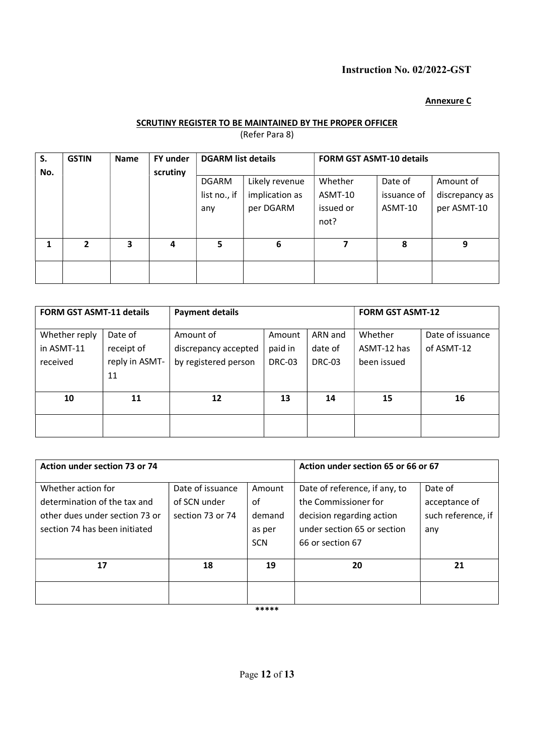**Instruction No. 02/2022-GST**

**Annexure C**

**SCRUTINY REGISTER TO BE MAINTAINED BY THE PROPER OFFICER**

(Refer Para 8)

| S. No. | GSTIN | Name | FY under scrutiny | DGARM list details | | FORM GST ASMT-10 details | | |
|---|---|---|---|---|---|---|---|---|
| | | | | DGARM list no., if any | Likely revenue implication as per DGARM | Whether ASMT-10 issued or not? | Date of issuance of ASMT-10 | Amount of discrepancy as per ASMT-10 |
| 1 | 2 | 3 | 4 | 5 | 6 | 7 | 8 | 9 |
| | | | | | | | | |

| FORM GST ASMT-11 details | | Payment details | | | FORM GST ASMT-12 | |
|---|---|---|---|---|---|---|
| Whether reply in ASMT-11 received | Date of receipt of reply in ASMT-11 | Amount of discrepancy accepted by registered person | Amount paid in DRC-03 | ARN and date of DRC-03 | Whether ASMT-12 has been issued | Date of issuance of ASMT-12 |
| 10 | 11 | 12 | 13 | 14 | 15 | 16 |
| | | | | | | |

| Action under section 73 or 74 | | | Action under section 65 or 66 or 67 | |
|---|---|---|---|---|
| Whether action for determination of the tax and other dues under section 73 or section 74 has been initiated | Date of issuance of SCN under section 73 or 74 | Amount of demand as per SCN | Date of reference, if any, to the Commissioner for decision regarding action under section 65 or section 66 or section 67 | Date of acceptance of such reference, if any |
| 17 | 18 | 19 | 20 | 21 |
| | | | | |

*****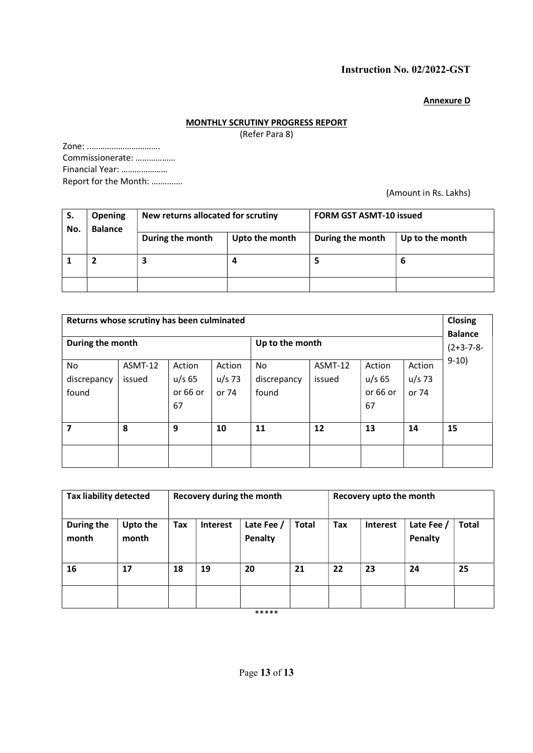Instruction No. 02/2022-GST

**Annexure D**

**MONTHLY SCRUTINY PROGRESS REPORT**

(Refer Para 8)

Zone: ..............................

Commissionerate: ………………

Financial Year: …………………

Report for the Month: ………….

(Amount in Rs. Lakhs)

| S. No. | Opening Balance | New returns allocated for scrutiny | | FORM GST ASMT-10 issued | |
|---|---|---|---|---|---|
| | | During the month | Upto the month | During the month | Up to the month |
| 1 | 2 | 3 | 4 | 5 | 6 |
| | | | | | |

| Returns whose scrutiny has been culminated | | | | | | | | Closing Balance (2+3-7-8-9-10) |
|---|---|---|---|---|---|---|---|---|
| During the month | | | | Up to the month | | | | |
| No discrepancy found | ASMT-12 issued | Action u/s 65 or 66 or 67 | Action u/s 73 or 74 | No discrepancy found | ASMT-12 issued | Action u/s 65 or 66 or 67 | Action u/s 73 or 74 | |
| 7 | 8 | 9 | 10 | 11 | 12 | 13 | 14 | 15 |
| | | | | | | | | |

| Tax liability detected | | Recovery during the month | | | | Recovery upto the month | | | |
|---|---|---|---|---|---|---|---|---|---|
| During the month | Upto the month | Tax | Interest | Late Fee / Penalty | Total | Tax | Interest | Late Fee / Penalty | Total |
| 16 | 17 | 18 | 19 | 20 | 21 | 22 | 23 | 24 | 25 |
| | | | | | | | | | |

*****